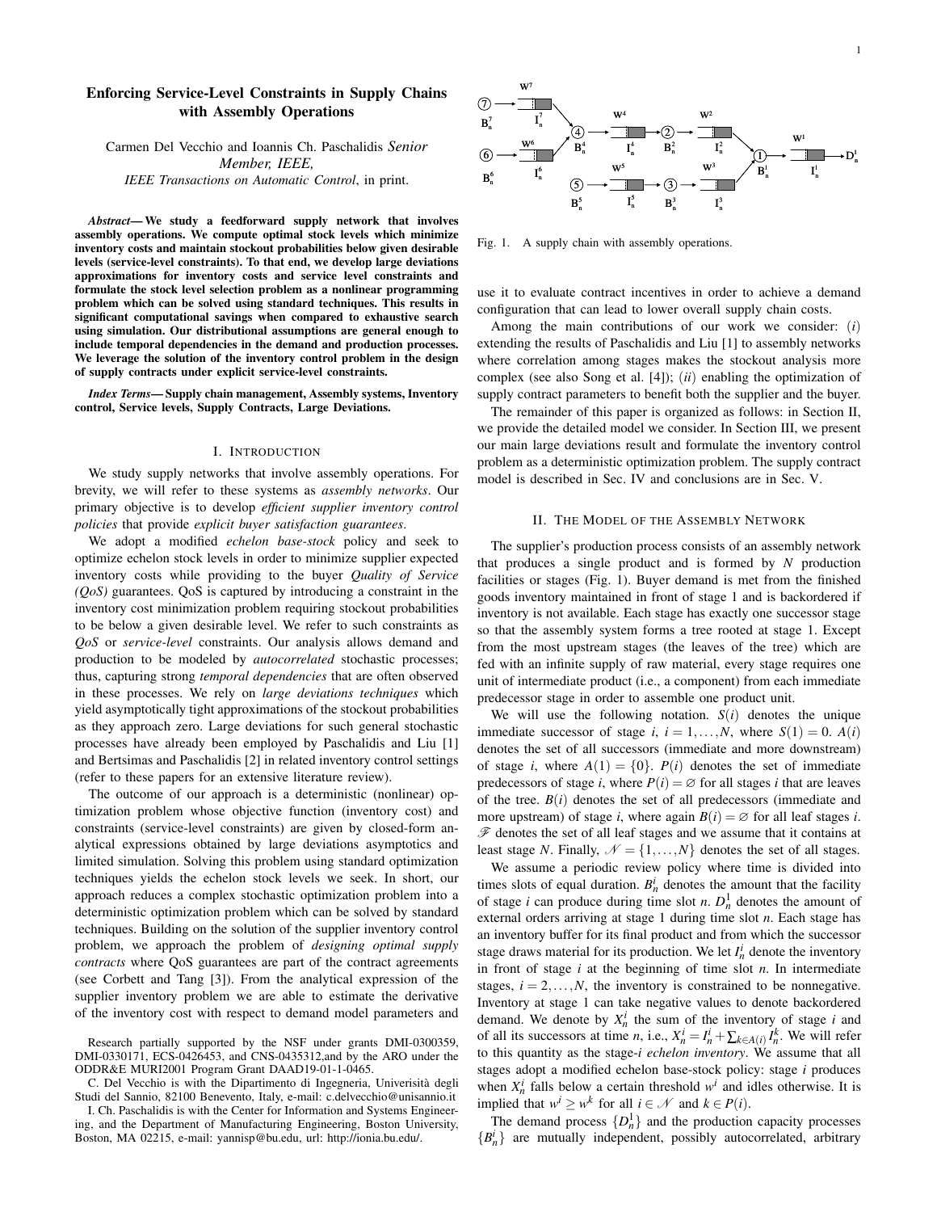# Enforcing Service-Level Constraints in Supply Chains with Assembly Operations

Carmen Del Vecchio and Ioannis Ch. Paschalidis *Senior Member, IEEE,*
*IEEE Transactions on Automatic Control*, in print.

***Abstract*— We study a feedforward supply network that involves assembly operations. We compute optimal stock levels which minimize inventory costs and maintain stockout probabilities below given desirable levels (service-level constraints). To that end, we develop large deviations approximations for inventory costs and service level constraints and formulate the stock level selection problem as a nonlinear programming problem which can be solved using standard techniques. This results in significant computational savings when compared to exhaustive search using simulation. Our distributional assumptions are general enough to include temporal dependencies in the demand and production processes. We leverage the solution of the inventory control problem in the design of supply contracts under explicit service-level constraints.**

***Index Terms*— Supply chain management, Assembly systems, Inventory control, Service levels, Supply Contracts, Large Deviations.**

## I. Introduction

We study supply networks that involve assembly operations. For brevity, we will refer to these systems as *assembly networks*. Our primary objective is to develop *efficient supplier inventory control policies* that provide *explicit buyer satisfaction guarantees*.

We adopt a modified *echelon base-stock* policy and seek to optimize echelon stock levels in order to minimize supplier expected inventory costs while providing to the buyer *Quality of Service (QoS)* guarantees. QoS is captured by introducing a constraint in the inventory cost minimization problem requiring stockout probabilities to be below a given desirable level. We refer to such constraints as *QoS* or *service-level* constraints. Our analysis allows demand and production to be modeled by *autocorrelated* stochastic processes; thus, capturing strong *temporal dependencies* that are often observed in these processes. We rely on *large deviations techniques* which yield asymptotically tight approximations of the stockout probabilities as they approach zero. Large deviations for such general stochastic processes have already been employed by Paschalidis and Liu [1] and Bertsimas and Paschalidis [2] in related inventory control settings (refer to these papers for an extensive literature review).

The outcome of our approach is a deterministic (nonlinear) optimization problem whose objective function (inventory cost) and constraints (service-level constraints) are given by closed-form analytical expressions obtained by large deviations asymptotics and limited simulation. Solving this problem using standard optimization techniques yields the echelon stock levels we seek. In short, our approach reduces a complex stochastic optimization problem into a deterministic optimization problem which can be solved by standard techniques. Building on the solution of the supplier inventory control problem, we approach the problem of *designing optimal supply contracts* where QoS guarantees are part of the contract agreements (see Corbett and Tang [3]). From the analytical expression of the supplier inventory problem we are able to estimate the derivative of the inventory cost with respect to demand model parameters and use it to evaluate contract incentives in order to achieve a demand configuration that can lead to lower overall supply chain costs.

Research partially supported by the NSF under grants DMI-0300359, DMI-0330171, ECS-0426453, and CNS-0435312,and by the ARO under the ODDR&E MURI2001 Program Grant DAAD19-01-1-0465.

C. Del Vecchio is with the Dipartimento di Ingegneria, Univerisità degli Studi del Sannio, 82100 Benevento, Italy, e-mail: c.delvecchio@unisannio.it

I. Ch. Paschalidis is with the Center for Information and Systems Engineering, and the Department of Manufacturing Engineering, Boston University, Boston, MA 02215, e-mail: yannisp@bu.edu, url: http://ionia.bu.edu/.

Fig. 1. A supply chain with assembly operations.

Among the main contributions of our work we consider: (*i*) extending the results of Paschalidis and Liu [1] to assembly networks where correlation among stages makes the stockout analysis more complex (see also Song et al. [4]); (*ii*) enabling the optimization of supply contract parameters to benefit both the supplier and the buyer.

The remainder of this paper is organized as follows: in Section II, we provide the detailed model we consider. In Section III, we present our main large deviations result and formulate the inventory control problem as a deterministic optimization problem. The supply contract model is described in Sec. IV and conclusions are in Sec. V.

## II. The Model of the Assembly Network

The supplier's production process consists of an assembly network that produces a single product and is formed by $N$ production facilities or stages (Fig. 1). Buyer demand is met from the finished goods inventory maintained in front of stage 1 and is backordered if inventory is not available. Each stage has exactly one successor stage so that the assembly system forms a tree rooted at stage 1. Except from the most upstream stages (the leaves of the tree) which are fed with an infinite supply of raw material, every stage requires one unit of intermediate product (i.e., a component) from each immediate predecessor stage in order to assemble one product unit.

We will use the following notation. $S(i)$ denotes the unique immediate successor of stage $i$, $i = 1,\ldots,N$, where $S(1) = 0$. $A(i)$ denotes the set of all successors (immediate and more downstream) of stage $i$, where $A(1) = \{0\}$. $P(i)$ denotes the set of immediate predecessors of stage $i$, where $P(i) = \varnothing$ for all stages $i$ that are leaves of the tree. $B(i)$ denotes the set of all predecessors (immediate and more upstream) of stage $i$, where again $B(i) = \varnothing$ for all leaf stages $i$. $\mathscr{F}$ denotes the set of all leaf stages and we assume that it contains at least stage $N$. Finally, $\mathscr{N} = \{1,\ldots,N\}$ denotes the set of all stages.

We assume a periodic review policy where time is divided into times slots of equal duration. $B^i_n$ denotes the amount that the facility of stage $i$ can produce during time slot $n$. $D^1_n$ denotes the amount of external orders arriving at stage 1 during time slot $n$. Each stage has an inventory buffer for its final product and from which the successor stage draws material for its production. We let $I^i_n$ denote the inventory in front of stage $i$ at the beginning of time slot $n$. In intermediate stages, $i = 2,\ldots,N$, the inventory is constrained to be nonnegative. Inventory at stage 1 can take negative values to denote backordered demand. We denote by $X^i_n$ the sum of the inventory of stage $i$ and of all its successors at time $n$, i.e., $X^i_n = I^i_n + \sum_{k\in A(i)} I^k_n$. We will refer to this quantity as the stage-$i$ *echelon inventory*. We assume that all stages adopt a modified echelon base-stock policy: stage $i$ produces when $X^i_n$ falls below a certain threshold $w^i$ and idles otherwise. It is implied that $w^i \geq w^k$ for all $i \in \mathscr{N}$ and $k \in P(i)$.

The demand process $\{D^1_n\}$ and the production capacity processes $\{B^i_n\}$ are mutually independent, possibly autocorrelated, arbitrary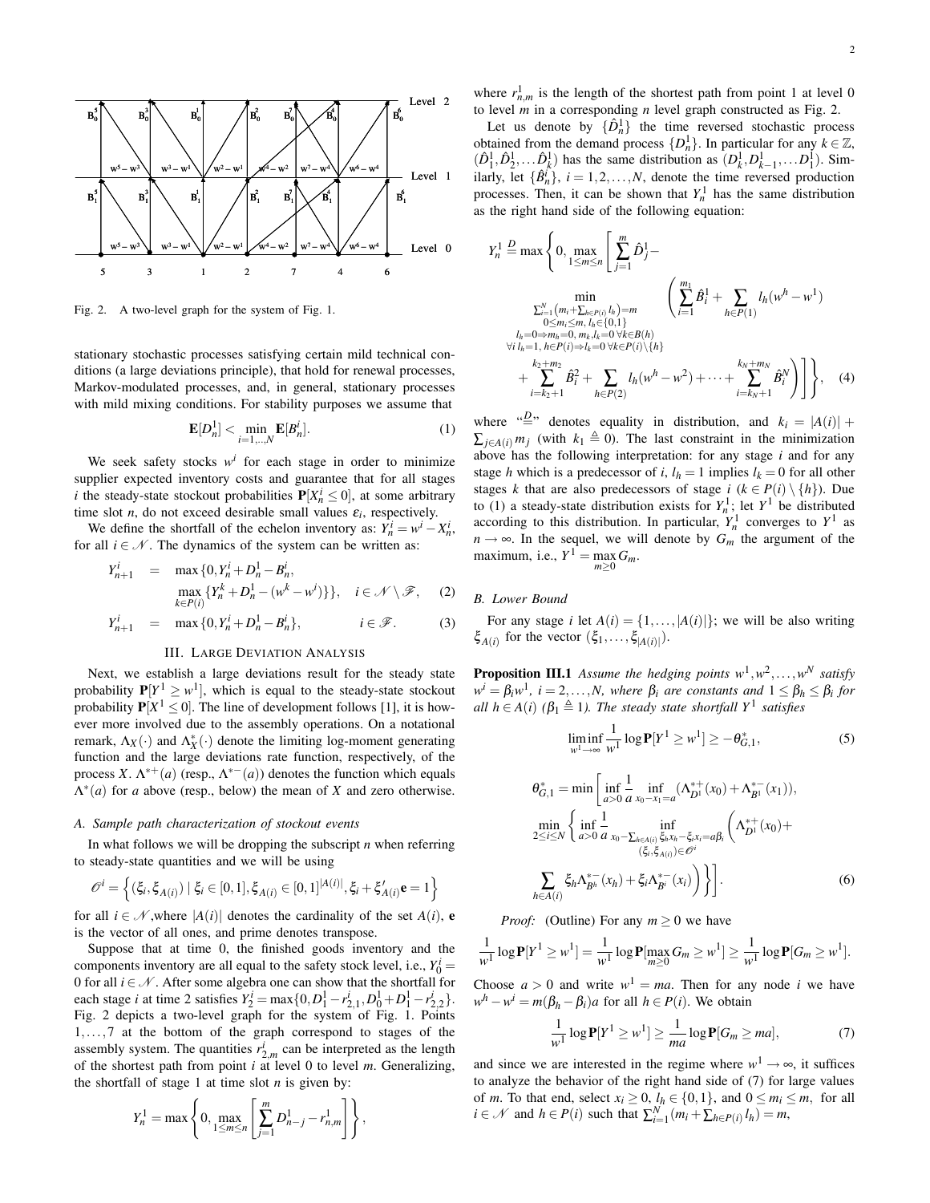Fig. 2. A two-level graph for the system of Fig. 1.

stationary stochastic processes satisfying certain mild technical conditions (a large deviations principle), that hold for renewal processes, Markov-modulated processes, and, in general, stationary processes with mild mixing conditions. For stability purposes we assume that

$$\mathbf{E}[D_n^1] < \min_{i=1,..,N} \mathbf{E}[B_n^i]. \tag{1}$$

We seek safety stocks $w^i$ for each stage in order to minimize supplier expected inventory costs and guarantee that for all stages $i$ the steady-state stockout probabilities $\mathbf{P}[X_n^i \le 0]$, at some arbitrary time slot $n$, do not exceed desirable small values $\varepsilon_i$, respectively.

We define the shortfall of the echelon inventory as: $Y_n^i = w^i - X_n^i$, for all $i \in \mathscr{N}$. The dynamics of the system can be written as:

$$\begin{aligned} Y_{n+1}^i &= \max\{0, Y_n^i + D_n^1 - B_n^i, \\ &\quad \max_{k \in P(i)} \{Y_n^k + D_n^1 - (w^k - w^i)\}\}, \quad i \in \mathscr{N} \setminus \mathscr{F}, \quad (2) \\ Y_{n+1}^i &= \max\{0, Y_n^i + D_n^1 - B_n^i\}, \qquad\qquad i \in \mathscr{F}. \quad (3) \end{aligned}$$

## III. Large Deviation Analysis

Next, we establish a large deviations result for the steady state probability $\mathbf{P}[Y^1 \ge w^1]$, which is equal to the steady-state stockout probability $\mathbf{P}[X^1 \le 0]$. The line of development follows [1], it is however more involved due to the assembly operations. On a notational remark, $\Lambda_X(\cdot)$ and $\Lambda_X^*(\cdot)$ denote the limiting log-moment generating function and the large deviations rate function, respectively, of the process $X$. $\Lambda^{*+}(a)$ (resp., $\Lambda^{*-}(a)$) denotes the function which equals $\Lambda^*(a)$ for $a$ above (resp., below) the mean of $X$ and zero otherwise.

### A. Sample path characterization of stockout events

In what follows we will be dropping the subscript $n$ when referring to steady-state quantities and we will be using

$$\mathscr{O}^i = \left\{ (\xi_i, \xi_{A(i)}) \mid \xi_i \in [0,1], \xi_{A(i)} \in [0,1]^{|A(i)|}, \xi_i + \xi_{A(i)}' \mathbf{e} = 1 \right\}$$

for all $i \in \mathscr{N}$,where $|A(i)|$ denotes the cardinality of the set $A(i)$, $\mathbf{e}$ is the vector of all ones, and prime denotes transpose.

Suppose that at time 0, the finished goods inventory and the components inventory are all equal to the safety stock level, i.e., $Y_0^i = 0$ for all $i \in \mathscr{N}$. After some algebra one can show that the shortfall for each stage $i$ at time 2 satisfies $Y_2^i = \max\{0, D_1^1 - r_{2,1}^i, D_0^1 + D_1^1 - r_{2,2}^i\}$. Fig. 2 depicts a two-level graph for the system of Fig. 1. Points $1,\dots,7$ at the bottom of the graph correspond to stages of the assembly system. The quantities $r_{2,m}^i$ can be interpreted as the length of the shortest path from point $i$ at level 0 to level $m$. Generalizing, the shortfall of stage 1 at time slot $n$ is given by:

$$Y_n^1 = \max\left\{ 0, \max_{1 \le m \le n} \left[ \sum_{j=1}^m D_{n-j}^1 - r_{n,m}^1 \right] \right\},$$

where $r_{n,m}^1$ is the length of the shortest path from point 1 at level 0 to level $m$ in a corresponding $n$ level graph constructed as Fig. 2.

Let us denote by $\{\hat{D}_n^1\}$ the time reversed stochastic process obtained from the demand process $\{D_n^1\}$. In particular for any $k \in \mathbb{Z}$, $(\hat{D}_1^1, \hat{D}_2^1, \dots \hat{D}_k^1)$ has the same distribution as $(D_k^1, D_{k-1}^1, \dots D_1^1)$. Similarly, let $\{\hat{B}_n^i\}$, $i = 1,2,\dots,N$, denote the time reversed production processes. Then, it can be shown that $Y_n^1$ has the same distribution as the right hand side of the following equation:

$$\begin{aligned} Y_n^1 \overset{D}{=} \max\Bigg\{ 0, \max_{1 \le m \le n} \Bigg[ \sum_{j=1}^m \hat{D}_j^1 - \min_{\substack{\sum_{i=1}^N (m_i + \sum_{h \in P(i)} l_h) = m \\ 0 \le m_i \le m,\, l_h \in \{0,1\} \\ l_h = 0 \Rightarrow m_h = 0,\, m_k, l_k = 0\ \forall k \in B(h) \\ \forall i\ l_h = 1,\, h \in P(i) \Rightarrow l_k = 0\ \forall k \in P(i) \setminus \{h\}}} \Bigg( \sum_{i=1}^{m_1} \hat{B}_i^1 + \sum_{h \in P(1)} l_h (w^h - w^1) \\ + \sum_{i=k_2+1}^{k_2+m_2} \hat{B}_i^2 + \sum_{h \in P(2)} l_h (w^h - w^2) + \dots + \sum_{i=k_N+1}^{k_N+m_N} \hat{B}_i^N \Bigg) \Bigg] \Bigg\}, \quad (4) \end{aligned}$$

where "$\overset{D}{=}$" denotes equality in distribution, and $k_i = |A(i)| + \sum_{j \in A(i)} m_j$ (with $k_1 \triangleq 0$). The last constraint in the minimization above has the following interpretation: for any stage $i$ and for any stage $h$ which is a predecessor of $i$, $l_h = 1$ implies $l_k = 0$ for all other stages $k$ that are also predecessors of stage $i$ ($k \in P(i) \setminus \{h\}$). Due to (1) a steady-state distribution exists for $Y_n^1$; let $Y^1$ be distributed according to this distribution. In particular, $Y_n^1$ converges to $Y^1$ as $n \to \infty$. In the sequel, we will denote by $G_m$ the argument of the maximum, i.e., $Y^1 = \max_{m \ge 0} G_m$.

### B. Lower Bound

For any stage $i$ let $A(i) = \{1,\dots,|A(i)|\}$; we will be also writing $\xi_{A(i)}$ for the vector $(\xi_1,\dots,\xi_{|A(i)|})$.

**Proposition III.1** *Assume the hedging points $w^1, w^2, \dots, w^N$ satisfy $w^i = \beta_i w^1$, $i = 2,\dots,N$, where $\beta_i$ are constants and $1 \le \beta_h \le \beta_i$ for all $h \in A(i)$ ($\beta_1 \triangleq 1$). The steady state shortfall $Y^1$ satisfies*

$$\liminf_{w^1 \to \infty} \frac{1}{w^1} \log \mathbf{P}[Y^1 \ge w^1] \ge -\theta_{G,1}^*, \tag{5}$$

$$\begin{aligned} \theta_{G,1}^* = \min \Bigg[ &\inf_{a>0} \frac{1}{a} \inf_{x_0 - x_1 = a} (\Lambda_{D^1}^{*+}(x_0) + \Lambda_{B^1}^{*-}(x_1)), \\ &\min_{2 \le i \le N} \Bigg\{ \inf_{a>0} \frac{1}{a} \inf_{\substack{x_0 - \sum_{h \in A(i)} \xi_h x_h - \xi_i x_i = a\beta_i \\ (\xi_i, \xi_{A(i)}) \in \mathscr{O}^i}} \Bigg( \Lambda_{D^1}^{*+}(x_0) + \\ &\sum_{h \in A(i)} \xi_h \Lambda_{B^h}^{*-}(x_h) + \xi_i \Lambda_{B^i}^{*-}(x_i) \Bigg) \Bigg\} \Bigg]. \end{aligned} \tag{6}$$

*Proof:* (Outline) For any $m \ge 0$ we have

$$\frac{1}{w^1} \log \mathbf{P}[Y^1 \ge w^1] = \frac{1}{w^1} \log \mathbf{P}[\max_{m \ge 0} G_m \ge w^1] \ge \frac{1}{w^1} \log \mathbf{P}[G_m \ge w^1].$$

Choose $a > 0$ and write $w^1 = ma$. Then for any node $i$ we have $w^h - w^i = m(\beta_h - \beta_i)a$ for all $h \in P(i)$. We obtain

$$\frac{1}{w^1} \log \mathbf{P}[Y^1 \ge w^1] \ge \frac{1}{ma} \log \mathbf{P}[G_m \ge ma], \tag{7}$$

and since we are interested in the regime where $w^1 \to \infty$, it suffices to analyze the behavior of the right hand side of (7) for large values of $m$. To that end, select $x_i \ge 0$, $l_h \in \{0,1\}$, and $0 \le m_i \le m$, for all $i \in \mathscr{N}$ and $h \in P(i)$ such that $\sum_{i=1}^N (m_i + \sum_{h \in P(i)} l_h) = m$,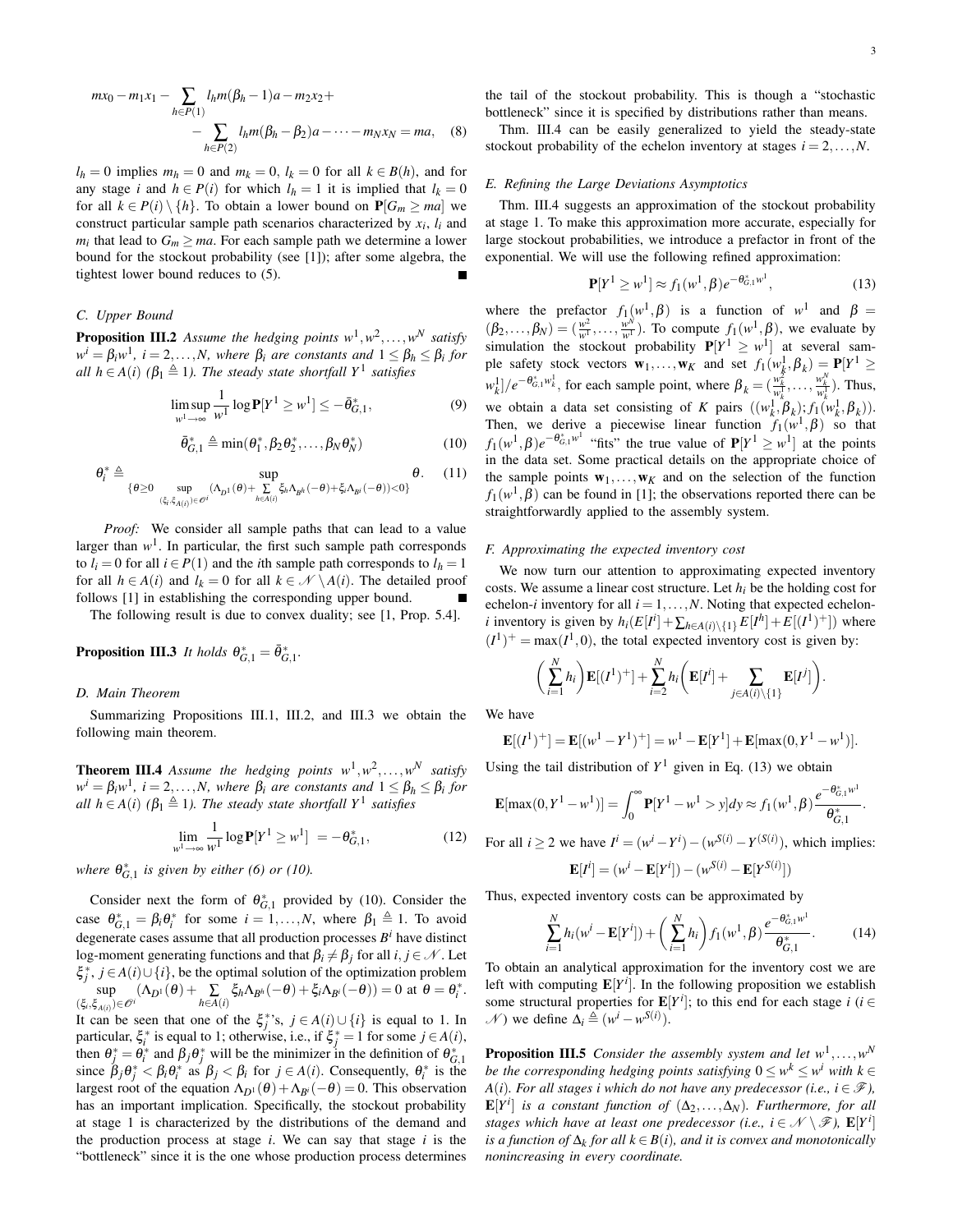$$mx_0 - m_1 x_1 - \sum_{h \in P(1)} l_h m(\beta_h - 1)a - m_2 x_2 + \\ - \sum_{h \in P(2)} l_h m(\beta_h - \beta_2)a - \cdots - m_N x_N = ma, \quad (8)$$

$l_h = 0$ implies $m_h = 0$ and $m_k = 0$, $l_k = 0$ for all $k \in B(h)$, and for any stage $i$ and $h \in P(i)$ for which $l_h = 1$ it is implied that $l_k = 0$ for all $k \in P(i) \setminus \{h\}$. To obtain a lower bound on $\mathbf{P}[G_m \geq ma]$ we construct particular sample path scenarios characterized by $x_i$, $l_i$ and $m_i$ that lead to $G_m \geq ma$. For each sample path we determine a lower bound for the stockout probability (see [1]); after some algebra, the tightest lower bound reduces to (5). ∎

### C. Upper Bound

**Proposition III.2** *Assume the hedging points $w^1, w^2, \ldots, w^N$ satisfy $w^i = \beta_i w^1$, $i = 2, \ldots, N$, where $\beta_i$ are constants and $1 \leq \beta_h \leq \beta_i$ for all $h \in A(i)$ ($\beta_1 \triangleq 1$). The steady state shortfall $Y^1$ satisfies*

$$\limsup_{w^1 \to \infty} \frac{1}{w^1} \log \mathbf{P}[Y^1 \geq w^1] \leq -\bar{\theta}^*_{G,1}, \quad (9)$$

$$\bar{\theta}^*_{G,1} \triangleq \min(\theta_1^*, \beta_2 \theta_2^*, \ldots, \beta_N \theta_N^*) \quad (10)$$

$$\theta_i^* \triangleq \sup_{\{\theta \geq 0 \ \sup_{(\xi_i, \xi_{A(i)}) \in \mathscr{O}^i} (\Lambda_{D^1}(\theta) + \sum_{h \in A(i)} \xi_h \Lambda_{B^h}(-\theta) + \xi_i \Lambda_{B^i}(-\theta)) < 0\}} \theta. \quad (11)$$

*Proof:* We consider all sample paths that can lead to a value larger than $w^1$. In particular, the first such sample path corresponds to $l_i = 0$ for all $i \in P(1)$ and the $i$th sample path corresponds to $l_h = 1$ for all $h \in A(i)$ and $l_k = 0$ for all $k \in \mathscr{N} \setminus A(i)$. The detailed proof follows [1] in establishing the corresponding upper bound. ∎

The following result is due to convex duality; see [1, Prop. 5.4].

**Proposition III.3** *It holds $\theta^*_{G,1} = \bar{\theta}^*_{G,1}$.*

### D. Main Theorem

Summarizing Propositions III.1, III.2, and III.3 we obtain the following main theorem.

**Theorem III.4** *Assume the hedging points $w^1, w^2, \ldots, w^N$ satisfy $w^i = \beta_i w^1$, $i = 2, \ldots, N$, where $\beta_i$ are constants and $1 \leq \beta_h \leq \beta_i$ for all $h \in A(i)$ ($\beta_1 \triangleq 1$). The steady state shortfall $Y^1$ satisfies*

$$\lim_{w^1 \to \infty} \frac{1}{w^1} \log \mathbf{P}[Y^1 \geq w^1] = -\theta^*_{G,1}, \quad (12)$$

*where $\theta^*_{G,1}$ is given by either (6) or (10).*

Consider next the form of $\theta^*_{G,1}$ provided by (10). Consider the case $\theta^*_{G,1} = \beta_i \theta_i^*$ for some $i = 1, \ldots, N$, where $\beta_1 \triangleq 1$. To avoid degenerate cases assume that all production processes $B^i$ have distinct log-moment generating functions and that $\beta_i \neq \beta_j$ for all $i, j \in \mathscr{N}$. Let $\xi_j^*$, $j \in A(i) \cup \{i\}$, be the optimal solution of the optimization problem $\sup_{(\xi_i, \xi_{A(i)}) \in \mathscr{O}^i} (\Lambda_{D^1}(\theta) + \sum_{h \in A(i)} \xi_h \Lambda_{B^h}(-\theta) + \xi_i \Lambda_{B^i}(-\theta)) = 0$ at $\theta = \theta_i^*$. It can be seen that one of the $\xi_j^*$'s, $j \in A(i) \cup \{i\}$ is equal to 1. In particular, $\xi_i^*$ is equal to 1; otherwise, i.e., if $\xi_j^* = 1$ for some $j \in A(i)$, then $\theta_j^* = \theta_i^*$ and $\beta_j \theta_j^*$ will be the minimizer in the definition of $\theta^*_{G,1}$ since $\beta_j \theta_j^* < \beta_i \theta_i^*$ as $\beta_j < \beta_i$ for $j \in A(i)$. Consequently, $\theta_i^*$ is the largest root of the equation $\Lambda_{D^1}(\theta) + \Lambda_{B^i}(-\theta) = 0$. This observation has an important implication. Specifically, the stockout probability at stage 1 is characterized by the distributions of the demand and the production process at stage $i$. We can say that stage $i$ is the "bottleneck" since it is the one whose production process determines the tail of the stockout probability. This is though a "stochastic bottleneck" since it is specified by distributions rather than means.

Thm. III.4 can be easily generalized to yield the steady-state stockout probability of the echelon inventory at stages $i = 2, \ldots, N$.

### E. Refining the Large Deviations Asymptotics

Thm. III.4 suggests an approximation of the stockout probability at stage 1. To make this approximation more accurate, especially for large stockout probabilities, we introduce a prefactor in front of the exponential. We will use the following refined approximation:

$$\mathbf{P}[Y^1 \geq w^1] \approx f_1(w^1, \beta) e^{-\theta^*_{G,1} w^1}, \quad (13)$$

where the prefactor $f_1(w^1, \beta)$ is a function of $w^1$ and $\beta = (\beta_2, \ldots, \beta_N) = (\frac{w^2}{w^1}, \ldots, \frac{w^N}{w^1})$. To compute $f_1(w^1, \beta)$, we evaluate by simulation the stockout probability $\mathbf{P}[Y^1 \geq w^1]$ at several sample safety stock vectors $\mathbf{w}_1, \ldots, \mathbf{w}_K$ and set $f_1(w_k^1, \beta_k) = \mathbf{P}[Y^1 \geq w_k^1] / e^{-\theta^*_{G,1} w_k^1}$, for each sample point, where $\beta_k = (\frac{w_k^2}{w_k^1}, \ldots, \frac{w_k^N}{w_k^1})$. Thus, we obtain a data set consisting of $K$ pairs $((w_k^1, \beta_k); f_1(w_k^1, \beta_k))$. Then, we derive a piecewise linear function $f_1(w^1, \beta)$ so that $f_1(w^1, \beta) e^{-\theta^*_{G,1} w^1}$ "fits" the true value of $\mathbf{P}[Y^1 \geq w^1]$ at the points in the data set. Some practical details on the appropriate choice of the sample points $\mathbf{w}_1, \ldots, \mathbf{w}_K$ and on the selection of the function $f_1(w^1, \beta)$ can be found in [1]; the observations reported there can be straightforwardly applied to the assembly system.

### F. Approximating the expected inventory cost

We now turn our attention to approximating expected inventory costs. We assume a linear cost structure. Let $h_i$ be the holding cost for echelon-$i$ inventory for all $i = 1, \ldots, N$. Noting that expected echelon-$i$ inventory is given by $h_i(E[I^i] + \sum_{h \in A(i) \setminus \{1\}} E[I^h] + E[(I^1)^+])$ where $(I^1)^+ = \max(I^1, 0)$, the total expected inventory cost is given by:

$$\left( \sum_{i=1}^N h_i \right) \mathbf{E}[(I^1)^+] + \sum_{i=2}^N h_i \left( \mathbf{E}[I^i] + \sum_{j \in A(i) \setminus \{1\}} \mathbf{E}[I^j] \right).$$

We have

$$\mathbf{E}[(I^1)^+] = \mathbf{E}[(w^1 - Y^1)^+] = w^1 - \mathbf{E}[Y^1] + \mathbf{E}[\max(0, Y^1 - w^1)].$$

Using the tail distribution of $Y^1$ given in Eq. (13) we obtain

$$\mathbf{E}[\max(0, Y^1 - w^1)] = \int_0^\infty \mathbf{P}[Y^1 - w^1 > y] dy \approx f_1(w^1, \beta) \frac{e^{-\theta^*_{G,1} w^1}}{\theta^*_{G,1}}.$$

For all $i \geq 2$ we have $I^i = (w^i - Y^i) - (w^{S(i)} - Y^{S(i)})$, which implies:

$$\mathbf{E}[I^i] = (w^i - \mathbf{E}[Y^i]) - (w^{S(i)} - \mathbf{E}[Y^{S(i)}])$$

Thus, expected inventory costs can be approximated by

$$\sum_{i=1}^N h_i (w^i - \mathbf{E}[Y^i]) + \left( \sum_{i=1}^N h_i \right) f_1(w^1, \beta) \frac{e^{-\theta^*_{G,1} w^1}}{\theta^*_{G,1}}. \quad (14)$$

To obtain an analytical approximation for the inventory cost we are left with computing $\mathbf{E}[Y^i]$. In the following proposition we establish some structural properties for $\mathbf{E}[Y^i]$; to this end for each stage $i$ ($i \in \mathscr{N}$) we define $\Delta_i \triangleq (w^i - w^{S(i)})$.

**Proposition III.5** *Consider the assembly system and let $w^1, \ldots, w^N$ be the corresponding hedging points satisfying $0 \leq w^k \leq w^i$ with $k \in A(i)$. For all stages $i$ which do not have any predecessor (i.e., $i \in \mathscr{F}$), $\mathbf{E}[Y^i]$ is a constant function of $(\Delta_2, \ldots, \Delta_N)$. Furthermore, for all stages which have at least one predecessor (i.e., $i \in \mathscr{N} \setminus \mathscr{F}$), $\mathbf{E}[Y^i]$ is a function of $\Delta_k$ for all $k \in B(i)$, and it is convex and monotonically nonincreasing in every coordinate.*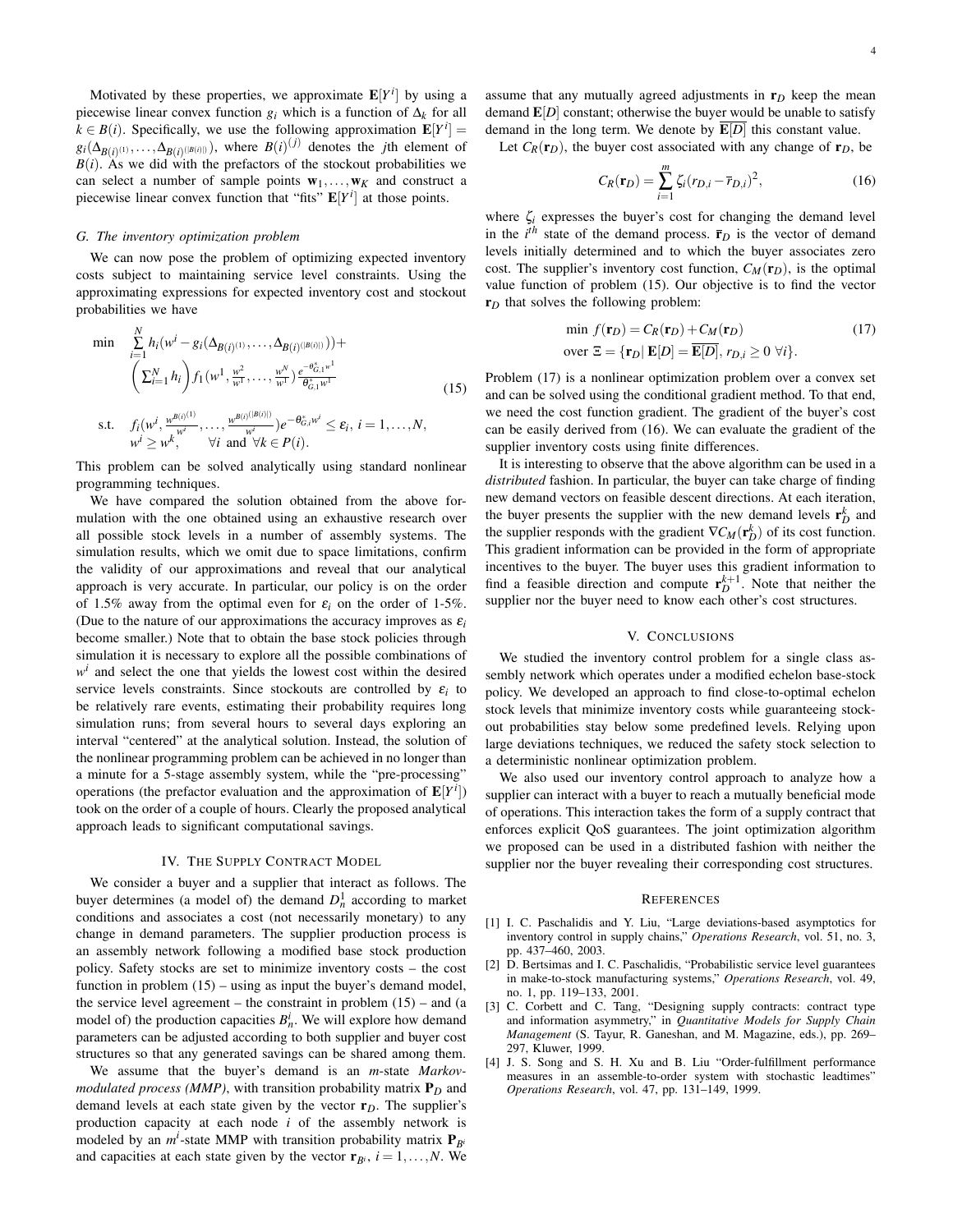Motivated by these properties, we approximate $\mathbf{E}[Y^i]$ by using a piecewise linear convex function $g_i$ which is a function of $\Delta_k$ for all $k \in B(i)$. Specifically, we use the following approximation $\mathbf{E}[Y^i] = g_i(\Delta_{B(i)^{(1)}}, \ldots, \Delta_{B(i)^{(|B(i)|)}})$, where $B(i)^{(j)}$ denotes the $j$th element of $B(i)$. As we did with the prefactors of the stockout probabilities we can select a number of sample points $\mathbf{w}_1, \ldots, \mathbf{w}_K$ and construct a piecewise linear convex function that "fits" $\mathbf{E}[Y^i]$ at those points.

### G. The inventory optimization problem

We can now pose the problem of optimizing expected inventory costs subject to maintaining service level constraints. Using the approximating expressions for expected inventory cost and stockout probabilities we have

$$
\begin{aligned}
\min \quad & \sum_{i=1}^{N} h_i(w^i - g_i(\Delta_{B(i)^{(1)}}, \ldots, \Delta_{B(i)^{(|B(i)|)}})) + \\
& \left(\sum_{i=1}^{N} h_i\right) f_1(w^1, \tfrac{w^2}{w^1}, \ldots, \tfrac{w^N}{w^1}) \frac{e^{-\theta^*_{G,1} w^1}}{\theta^*_{G,1} w^1} \\
\text{s.t.} \quad & f_i(w^i, \tfrac{w^{B(i)^{(1)}}}{w^i}, \ldots, \tfrac{w^{B(i)^{(|B(i)|)}}}{w^i}) e^{-\theta^*_{G,i} w^i} \le \varepsilon_i, \; i = 1, \ldots, N, \\
& w^i \ge w^k, \qquad \forall i \text{ and } \forall k \in P(i).
\end{aligned}
\tag{15}
$$

This problem can be solved analytically using standard nonlinear programming techniques.

We have compared the solution obtained from the above formulation with the one obtained using an exhaustive research over all possible stock levels in a number of assembly systems. The simulation results, which we omit due to space limitations, confirm the validity of our approximations and reveal that our analytical approach is very accurate. In particular, our policy is on the order of 1.5% away from the optimal even for $\varepsilon_i$ on the order of 1-5%. (Due to the nature of our approximations the accuracy improves as $\varepsilon_i$ become smaller.) Note that to obtain the base stock policies through simulation it is necessary to explore all the possible combinations of $w^i$ and select the one that yields the lowest cost within the desired service levels constraints. Since stockouts are controlled by $\varepsilon_i$ to be relatively rare events, estimating their probability requires long simulation runs; from several hours to several days exploring an interval "centered" at the analytical solution. Instead, the solution of the nonlinear programming problem can be achieved in no longer than a minute for a 5-stage assembly system, while the "pre-processing" operations (the prefactor evaluation and the approximation of $\mathbf{E}[Y^i]$) took on the order of a couple of hours. Clearly the proposed analytical approach leads to significant computational savings.

## IV. The Supply Contract Model

We consider a buyer and a supplier that interact as follows. The buyer determines (a model of) the demand $D_n^1$ according to market conditions and associates a cost (not necessarily monetary) to any change in demand parameters. The supplier production process is an assembly network following a modified base stock production policy. Safety stocks are set to minimize inventory costs – the cost function in problem (15) – using as input the buyer's demand model, the service level agreement – the constraint in problem (15) – and (a model of) the production capacities $B_n^i$. We will explore how demand parameters can be adjusted according to both supplier and buyer cost structures so that any generated savings can be shared among them.

We assume that the buyer's demand is an $m$-state *Markov-modulated process (MMP)*, with transition probability matrix $\mathbf{P}_D$ and demand levels at each state given by the vector $\mathbf{r}_D$. The supplier's production capacity at each node $i$ of the assembly network is modeled by an $m^i$-state MMP with transition probability matrix $\mathbf{P}_{B^i}$ and capacities at each state given by the vector $\mathbf{r}_{B^i}$, $i = 1, \ldots, N$. We assume that any mutually agreed adjustments in $\mathbf{r}_D$ keep the mean demand $\mathbf{E}[D]$ constant; otherwise the buyer would be unable to satisfy demand in the long term. We denote by $\overline{\mathbf{E}[D]}$ this constant value.

Let $C_R(\mathbf{r}_D)$, the buyer cost associated with any change of $\mathbf{r}_D$, be

$$
C_R(\mathbf{r}_D) = \sum_{i=1}^{m} \zeta_i (r_{D,i} - \overline{r}_{D,i})^2, \tag{16}
$$

where $\zeta_i$ expresses the buyer's cost for changing the demand level in the $i^{th}$ state of the demand process. $\overline{\mathbf{r}}_D$ is the vector of demand levels initially determined and to which the buyer associates zero cost. The supplier's inventory cost function, $C_M(\mathbf{r}_D)$, is the optimal value function of problem (15). Our objective is to find the vector $\mathbf{r}_D$ that solves the following problem:

$$
\begin{aligned}
& \min \; f(\mathbf{r}_D) = C_R(\mathbf{r}_D) + C_M(\mathbf{r}_D) \\
& \text{over } \Xi = \{\mathbf{r}_D \,|\, \mathbf{E}[D] = \overline{\mathbf{E}[D]}, \, r_{D,i} \ge 0 \; \forall i\}.
\end{aligned}
\tag{17}
$$

Problem (17) is a nonlinear optimization problem over a convex set and can be solved using the conditional gradient method. To that end, we need the cost function gradient. The gradient of the buyer's cost can be easily derived from (16). We can evaluate the gradient of the supplier inventory costs using finite differences.

It is interesting to observe that the above algorithm can be used in a *distributed* fashion. In particular, the buyer can take charge of finding new demand vectors on feasible descent directions. At each iteration, the buyer presents the supplier with the new demand levels $\mathbf{r}_D^k$ and the supplier responds with the gradient $\nabla C_M(\mathbf{r}_D^k)$ of its cost function. This gradient information can be provided in the form of appropriate incentives to the buyer. The buyer uses this gradient information to find a feasible direction and compute $\mathbf{r}_D^{k+1}$. Note that neither the supplier nor the buyer need to know each other's cost structures.

## V. Conclusions

We studied the inventory control problem for a single class assembly network which operates under a modified echelon base-stock policy. We developed an approach to find close-to-optimal echelon stock levels that minimize inventory costs while guaranteeing stockout probabilities stay below some predefined levels. Relying upon large deviations techniques, we reduced the safety stock selection to a deterministic nonlinear optimization problem.

We also used our inventory control approach to analyze how a supplier can interact with a buyer to reach a mutually beneficial mode of operations. This interaction takes the form of a supply contract that enforces explicit QoS guarantees. The joint optimization algorithm we proposed can be used in a distributed fashion with neither the supplier nor the buyer revealing their corresponding cost structures.

## References

[1] I. C. Paschalidis and Y. Liu, "Large deviations-based asymptotics for inventory control in supply chains," *Operations Research*, vol. 51, no. 3, pp. 437–460, 2003.

[2] D. Bertsimas and I. C. Paschalidis, "Probabilistic service level guarantees in make-to-stock manufacturing systems," *Operations Research*, vol. 49, no. 1, pp. 119–133, 2001.

[3] C. Corbett and C. Tang, "Designing supply contracts: contract type and information asymmetry," in *Quantitative Models for Supply Chain Management* (S. Tayur, R. Ganeshan, and M. Magazine, eds.), pp. 269–297, Kluwer, 1999.

[4] J. S. Song and S. H. Xu and B. Liu "Order-fulfillment performance measures in an assemble-to-order system with stochastic leadtimes" *Operations Research*, vol. 47, pp. 131–149, 1999.